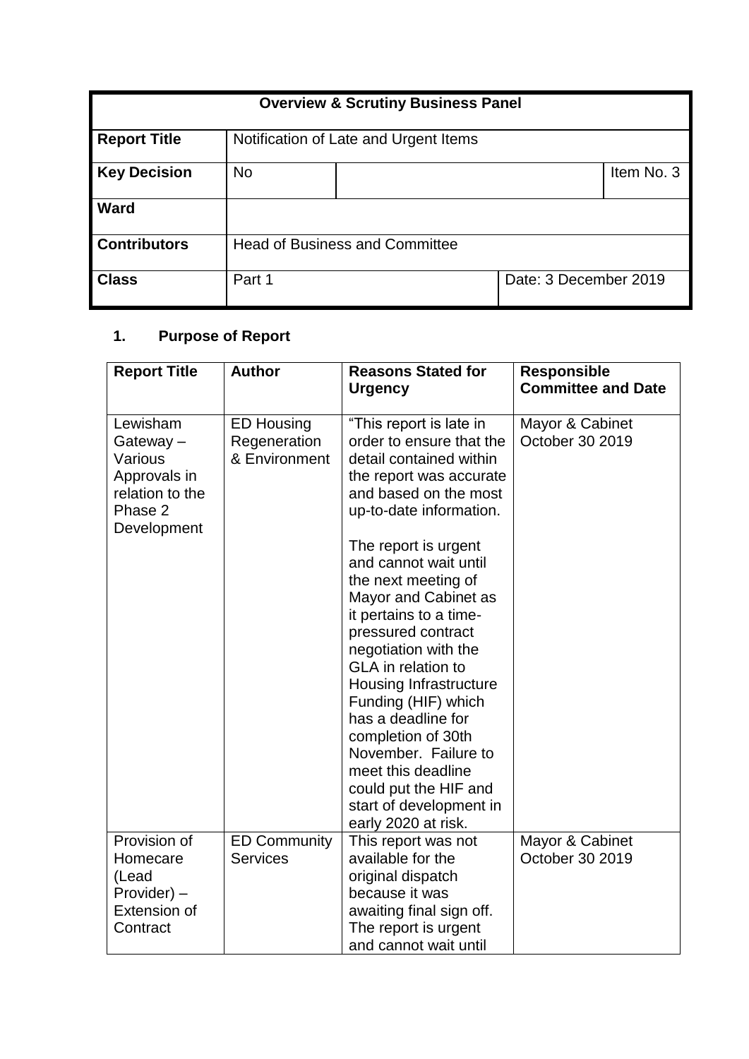| Overview & Scrutiny Business Panel | | | |
|---|---|---|---|
| **Report Title** | Notification of Late and Urgent Items | | |
| **Key Decision** | No | | Item No. 3 |
| **Ward** | | | |
| **Contributors** | Head of Business and Committee | | |
| **Class** | Part 1 | Date: 3 December 2019 | |

## 1. Purpose of Report

| Report Title | Author | Reasons Stated for Urgency | Responsible Committee and Date |
|---|---|---|---|
| Lewisham Gateway – Various Approvals in relation to the Phase 2 Development | ED Housing Regeneration & Environment | "This report is late in order to ensure that the detail contained within the report was accurate and based on the most up-to-date information.<br><br>The report is urgent and cannot wait until the next meeting of Mayor and Cabinet as it pertains to a time-pressured contract negotiation with the GLA in relation to Housing Infrastructure Funding (HIF) which has a deadline for completion of 30th November. Failure to meet this deadline could put the HIF and start of development in early 2020 at risk. | Mayor & Cabinet October 30 2019 |
| Provision of Homecare (Lead Provider) – Extension of Contract | ED Community Services | This report was not available for the original dispatch because it was awaiting final sign off. The report is urgent and cannot wait until | Mayor & Cabinet October 30 2019 |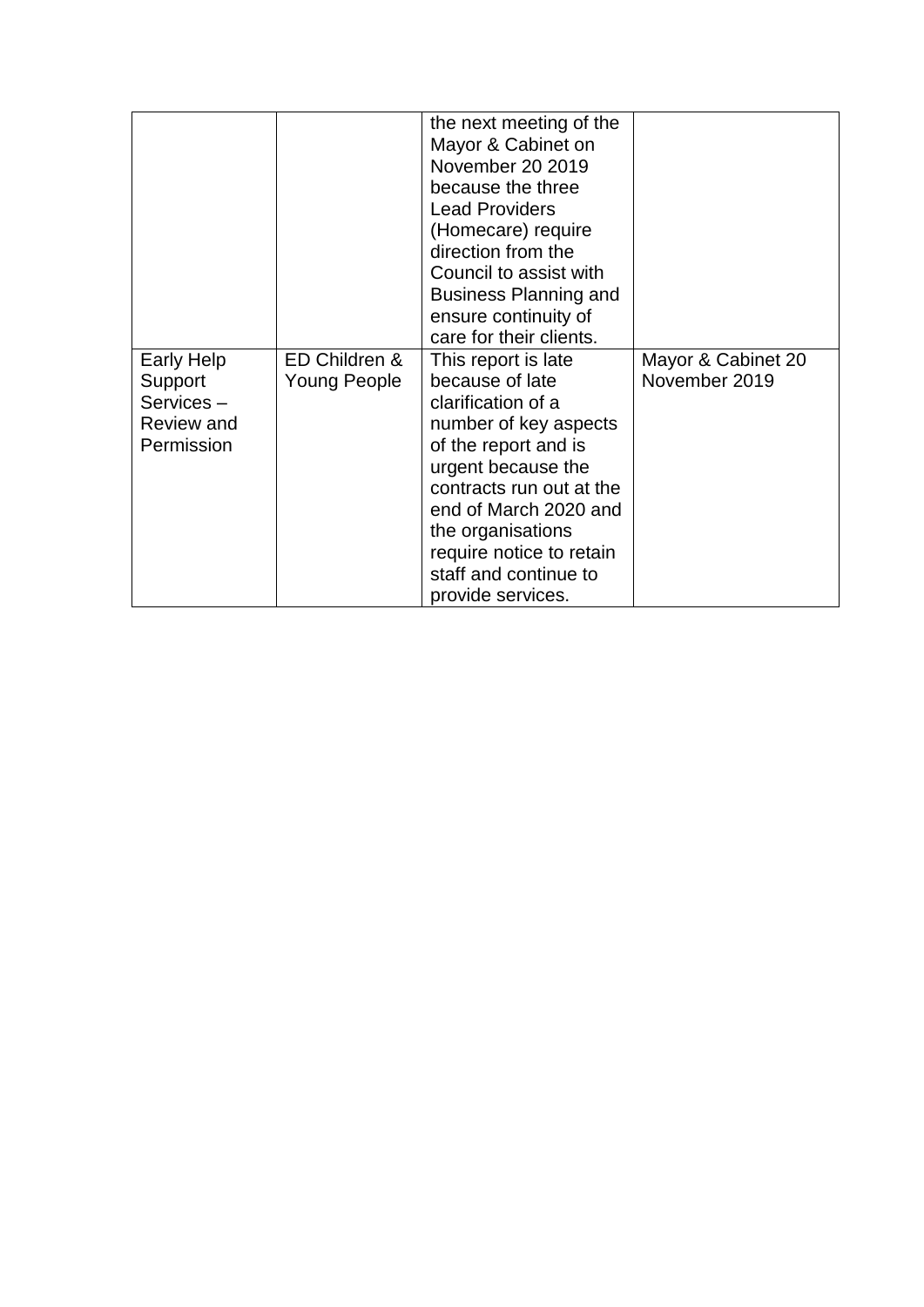| | | | |
|---|---|---|---|
| | | the next meeting of the Mayor & Cabinet on November 20 2019 because the three Lead Providers (Homecare) require direction from the Council to assist with Business Planning and ensure continuity of care for their clients. | |
| Early Help Support Services – Review and Permission | ED Children & Young People | This report is late because of late clarification of a number of key aspects of the report and is urgent because the contracts run out at the end of March 2020 and the organisations require notice to retain staff and continue to provide services. | Mayor & Cabinet 20 November 2019 |